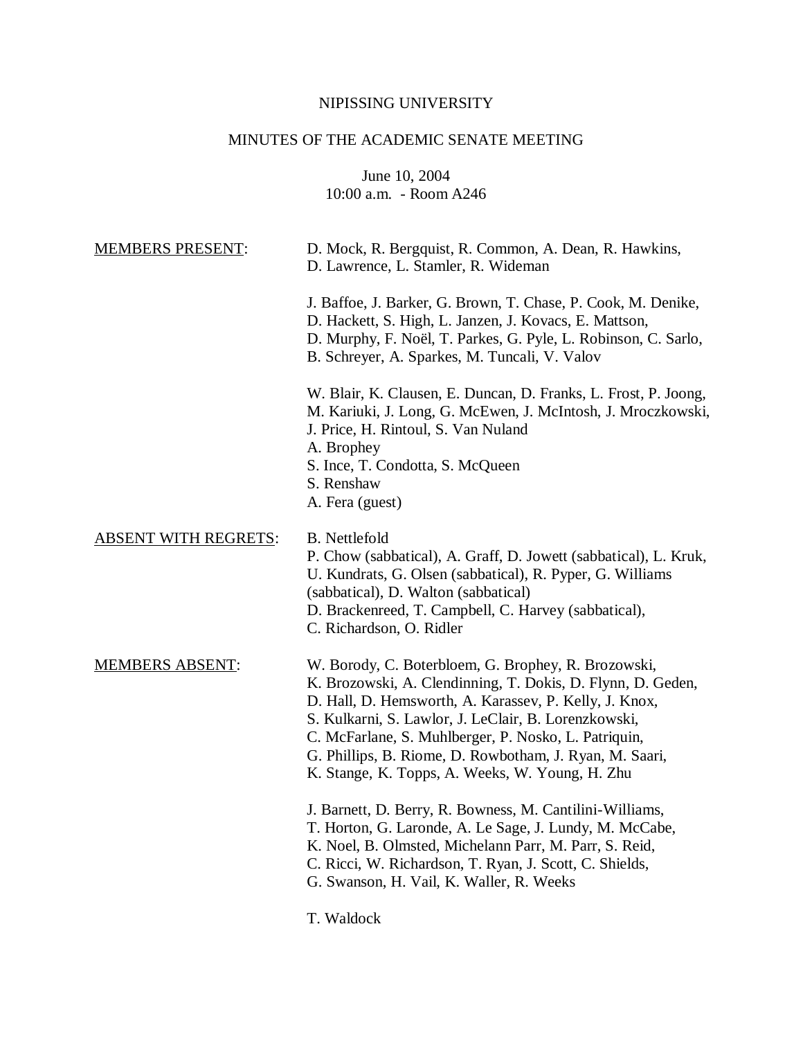NIPISSING UNIVERSITY

MINUTES OF THE ACADEMIC SENATE MEETING

June 10, 2004
10:00 a.m. - Room A246

<u>MEMBERS PRESENT</u>:

D. Mock, R. Bergquist, R. Common, A. Dean, R. Hawkins, D. Lawrence, L. Stamler, R. Wideman

J. Baffoe, J. Barker, G. Brown, T. Chase, P. Cook, M. Denike, D. Hackett, S. High, L. Janzen, J. Kovacs, E. Mattson, D. Murphy, F. Noël, T. Parkes, G. Pyle, L. Robinson, C. Sarlo, B. Schreyer, A. Sparkes, M. Tuncali, V. Valov

W. Blair, K. Clausen, E. Duncan, D. Franks, L. Frost, P. Joong, M. Kariuki, J. Long, G. McEwen, J. McIntosh, J. Mroczkowski, J. Price, H. Rintoul, S. Van Nuland  
A. Brophey  
S. Ince, T. Condotta, S. McQueen  
S. Renshaw  
A. Fera (guest)

<u>ABSENT WITH REGRETS</u>:

B. Nettlefold  
P. Chow (sabbatical), A. Graff, D. Jowett (sabbatical), L. Kruk, U. Kundrats, G. Olsen (sabbatical), R. Pyper, G. Williams (sabbatical), D. Walton (sabbatical)  
D. Brackenreed, T. Campbell, C. Harvey (sabbatical), C. Richardson, O. Ridler

<u>MEMBERS ABSENT</u>:

W. Borody, C. Boterbloem, G. Brophey, R. Brozowski, K. Brozowski, A. Clendinning, T. Dokis, D. Flynn, D. Geden, D. Hall, D. Hemsworth, A. Karassev, P. Kelly, J. Knox, S. Kulkarni, S. Lawlor, J. LeClair, B. Lorenzkowski, C. McFarlane, S. Muhlberger, P. Nosko, L. Patriquin, G. Phillips, B. Riome, D. Rowbotham, J. Ryan, M. Saari, K. Stange, K. Topps, A. Weeks, W. Young, H. Zhu

J. Barnett, D. Berry, R. Bowness, M. Cantilini-Williams, T. Horton, G. Laronde, A. Le Sage, J. Lundy, M. McCabe, K. Noel, B. Olmsted, Michelann Parr, M. Parr, S. Reid, C. Ricci, W. Richardson, T. Ryan, J. Scott, C. Shields, G. Swanson, H. Vail, K. Waller, R. Weeks

T. Waldock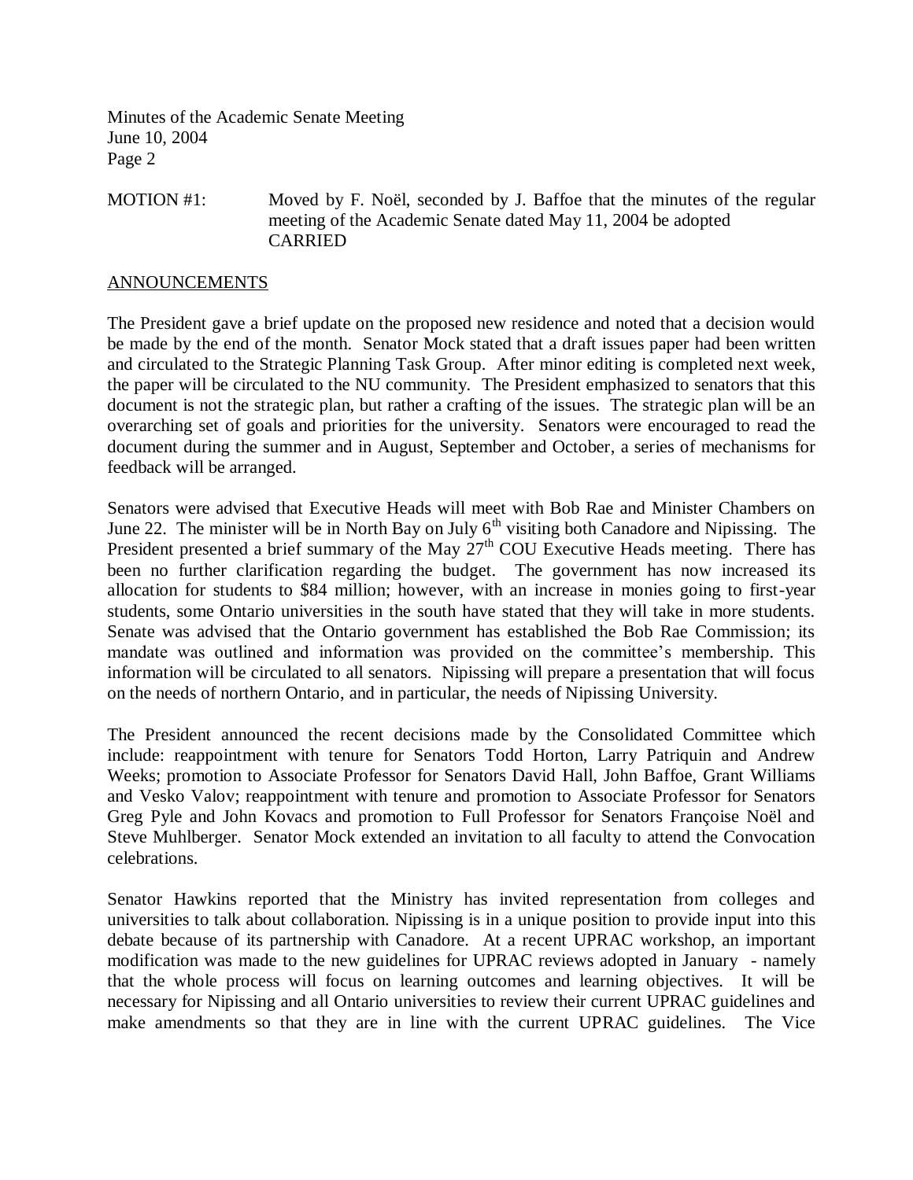MOTION #1: Moved by F. Noël, seconded by J. Baffoe that the minutes of the regular meeting of the Academic Senate dated May 11, 2004 be adopted
CARRIED

## ANNOUNCEMENTS

The President gave a brief update on the proposed new residence and noted that a decision would be made by the end of the month. Senator Mock stated that a draft issues paper had been written and circulated to the Strategic Planning Task Group. After minor editing is completed next week, the paper will be circulated to the NU community. The President emphasized to senators that this document is not the strategic plan, but rather a crafting of the issues. The strategic plan will be an overarching set of goals and priorities for the university. Senators were encouraged to read the document during the summer and in August, September and October, a series of mechanisms for feedback will be arranged.

Senators were advised that Executive Heads will meet with Bob Rae and Minister Chambers on June 22. The minister will be in North Bay on July 6th visiting both Canadore and Nipissing. The President presented a brief summary of the May 27th COU Executive Heads meeting. There has been no further clarification regarding the budget. The government has now increased its allocation for students to $84 million; however, with an increase in monies going to first-year students, some Ontario universities in the south have stated that they will take in more students. Senate was advised that the Ontario government has established the Bob Rae Commission; its mandate was outlined and information was provided on the committee's membership. This information will be circulated to all senators. Nipissing will prepare a presentation that will focus on the needs of northern Ontario, and in particular, the needs of Nipissing University.

The President announced the recent decisions made by the Consolidated Committee which include: reappointment with tenure for Senators Todd Horton, Larry Patriquin and Andrew Weeks; promotion to Associate Professor for Senators David Hall, John Baffoe, Grant Williams and Vesko Valov; reappointment with tenure and promotion to Associate Professor for Senators Greg Pyle and John Kovacs and promotion to Full Professor for Senators Françoise Noël and Steve Muhlberger. Senator Mock extended an invitation to all faculty to attend the Convocation celebrations.

Senator Hawkins reported that the Ministry has invited representation from colleges and universities to talk about collaboration. Nipissing is in a unique position to provide input into this debate because of its partnership with Canadore. At a recent UPRAC workshop, an important modification was made to the new guidelines for UPRAC reviews adopted in January - namely that the whole process will focus on learning outcomes and learning objectives. It will be necessary for Nipissing and all Ontario universities to review their current UPRAC guidelines and make amendments so that they are in line with the current UPRAC guidelines. The Vice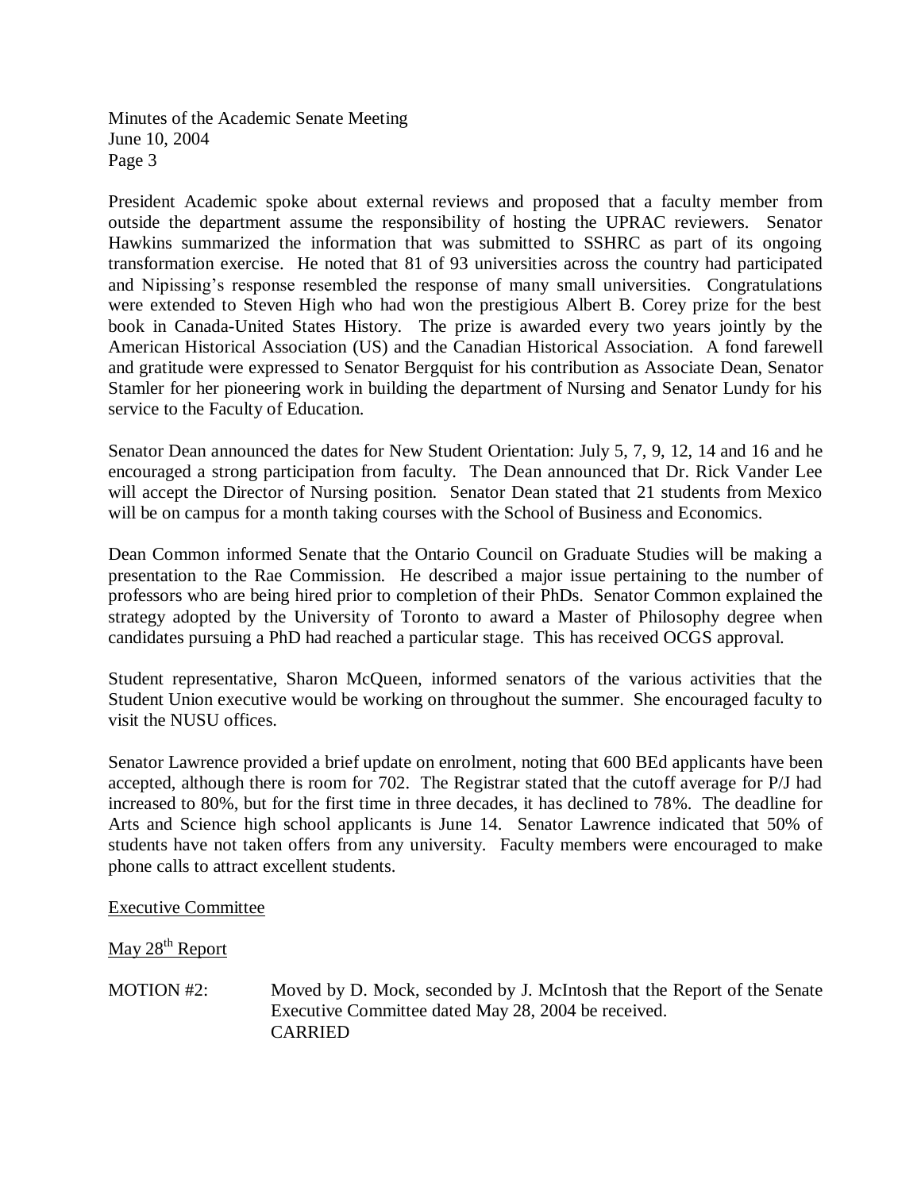President Academic spoke about external reviews and proposed that a faculty member from outside the department assume the responsibility of hosting the UPRAC reviewers. Senator Hawkins summarized the information that was submitted to SSHRC as part of its ongoing transformation exercise. He noted that 81 of 93 universities across the country had participated and Nipissing's response resembled the response of many small universities. Congratulations were extended to Steven High who had won the prestigious Albert B. Corey prize for the best book in Canada-United States History. The prize is awarded every two years jointly by the American Historical Association (US) and the Canadian Historical Association. A fond farewell and gratitude were expressed to Senator Bergquist for his contribution as Associate Dean, Senator Stamler for her pioneering work in building the department of Nursing and Senator Lundy for his service to the Faculty of Education.

Senator Dean announced the dates for New Student Orientation: July 5, 7, 9, 12, 14 and 16 and he encouraged a strong participation from faculty. The Dean announced that Dr. Rick Vander Lee will accept the Director of Nursing position. Senator Dean stated that 21 students from Mexico will be on campus for a month taking courses with the School of Business and Economics.

Dean Common informed Senate that the Ontario Council on Graduate Studies will be making a presentation to the Rae Commission. He described a major issue pertaining to the number of professors who are being hired prior to completion of their PhDs. Senator Common explained the strategy adopted by the University of Toronto to award a Master of Philosophy degree when candidates pursuing a PhD had reached a particular stage. This has received OCGS approval.

Student representative, Sharon McQueen, informed senators of the various activities that the Student Union executive would be working on throughout the summer. She encouraged faculty to visit the NUSU offices.

Senator Lawrence provided a brief update on enrolment, noting that 600 BEd applicants have been accepted, although there is room for 702. The Registrar stated that the cutoff average for P/J had increased to 80%, but for the first time in three decades, it has declined to 78%. The deadline for Arts and Science high school applicants is June 14. Senator Lawrence indicated that 50% of students have not taken offers from any university. Faculty members were encouraged to make phone calls to attract excellent students.

<u>Executive Committee</u>

<u>May 28th Report</u>

MOTION #2: Moved by D. Mock, seconded by J. McIntosh that the Report of the Senate Executive Committee dated May 28, 2004 be received.
CARRIED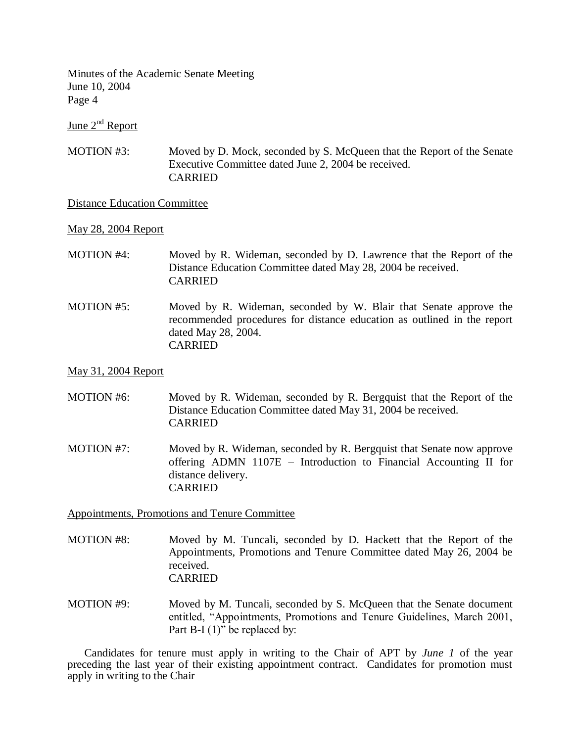June 2[nd] Report

MOTION #3: Moved by D. Mock, seconded by S. McQueen that the Report of the Senate Executive Committee dated June 2, 2004 be received.
CARRIED

Distance Education Committee

May 28, 2004 Report

MOTION #4: Moved by R. Wideman, seconded by D. Lawrence that the Report of the Distance Education Committee dated May 28, 2004 be received.
CARRIED

MOTION #5: Moved by R. Wideman, seconded by W. Blair that Senate approve the recommended procedures for distance education as outlined in the report dated May 28, 2004.
CARRIED

May 31, 2004 Report

MOTION #6: Moved by R. Wideman, seconded by R. Bergquist that the Report of the Distance Education Committee dated May 31, 2004 be received.
CARRIED

MOTION #7: Moved by R. Wideman, seconded by R. Bergquist that Senate now approve offering ADMN 1107E – Introduction to Financial Accounting II for distance delivery.
CARRIED

Appointments, Promotions and Tenure Committee

MOTION #8: Moved by M. Tuncali, seconded by D. Hackett that the Report of the Appointments, Promotions and Tenure Committee dated May 26, 2004 be received.
CARRIED

MOTION #9: Moved by M. Tuncali, seconded by S. McQueen that the Senate document entitled, "Appointments, Promotions and Tenure Guidelines, March 2001, Part B-I (1)" be replaced by:

Candidates for tenure must apply in writing to the Chair of APT by *June 1* of the year preceding the last year of their existing appointment contract. Candidates for promotion must apply in writing to the Chair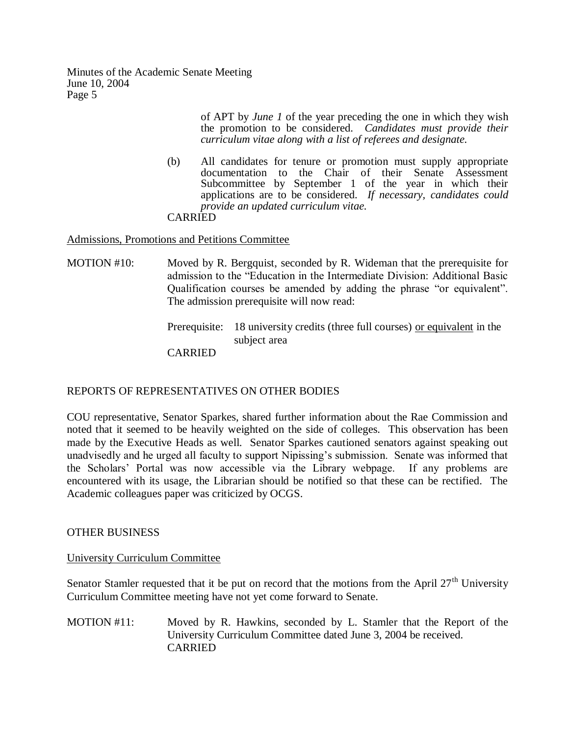of APT by *June 1* of the year preceding the one in which they wish the promotion to be considered. *Candidates must provide their curriculum vitae along with a list of referees and designate.*

(b) All candidates for tenure or promotion must supply appropriate documentation to the Chair of their Senate Assessment Subcommittee by September 1 of the year in which their applications are to be considered. *If necessary, candidates could provide an updated curriculum vitae.*

CARRIED

<u>Admissions, Promotions and Petitions Committee</u>

MOTION #10: Moved by R. Bergquist, seconded by R. Wideman that the prerequisite for admission to the "Education in the Intermediate Division: Additional Basic Qualification courses be amended by adding the phrase "or equivalent". The admission prerequisite will now read:

Prerequisite: 18 university credits (three full courses) <u>or equivalent</u> in the subject area

CARRIED

## REPORTS OF REPRESENTATIVES ON OTHER BODIES

COU representative, Senator Sparkes, shared further information about the Rae Commission and noted that it seemed to be heavily weighted on the side of colleges. This observation has been made by the Executive Heads as well. Senator Sparkes cautioned senators against speaking out unadvisedly and he urged all faculty to support Nipissing's submission. Senate was informed that the Scholars' Portal was now accessible via the Library webpage. If any problems are encountered with its usage, the Librarian should be notified so that these can be rectified. The Academic colleagues paper was criticized by OCGS.

## OTHER BUSINESS

<u>University Curriculum Committee</u>

Senator Stamler requested that it be put on record that the motions from the April 27th University Curriculum Committee meeting have not yet come forward to Senate.

MOTION #11: Moved by R. Hawkins, seconded by L. Stamler that the Report of the University Curriculum Committee dated June 3, 2004 be received.
CARRIED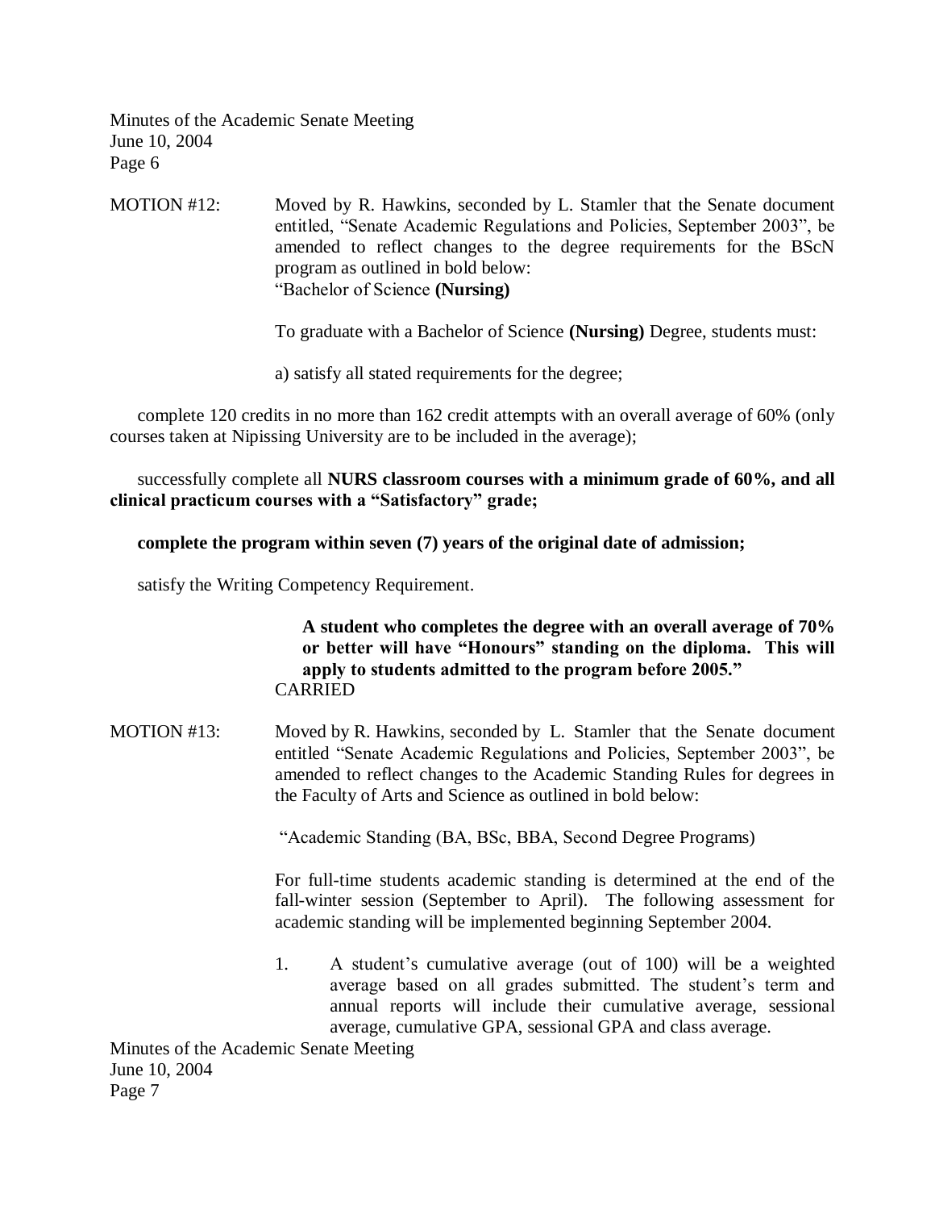MOTION #12: Moved by R. Hawkins, seconded by L. Stamler that the Senate document entitled, "Senate Academic Regulations and Policies, September 2003", be amended to reflect changes to the degree requirements for the BScN program as outlined in bold below:

"Bachelor of Science **(Nursing)**

To graduate with a Bachelor of Science **(Nursing)** Degree, students must:

a) satisfy all stated requirements for the degree;

complete 120 credits in no more than 162 credit attempts with an overall average of 60% (only courses taken at Nipissing University are to be included in the average);

successfully complete all **NURS classroom courses with a minimum grade of 60%, and all clinical practicum courses with a "Satisfactory" grade;**

**complete the program within seven (7) years of the original date of admission;**

satisfy the Writing Competency Requirement.

**A student who completes the degree with an overall average of 70% or better will have "Honours" standing on the diploma. This will apply to students admitted to the program before 2005."**

CARRIED

MOTION #13: Moved by R. Hawkins, seconded by L. Stamler that the Senate document entitled "Senate Academic Regulations and Policies, September 2003", be amended to reflect changes to the Academic Standing Rules for degrees in the Faculty of Arts and Science as outlined in bold below:

"Academic Standing (BA, BSc, BBA, Second Degree Programs)

For full-time students academic standing is determined at the end of the fall-winter session (September to April). The following assessment for academic standing will be implemented beginning September 2004.

1. A student's cumulative average (out of 100) will be a weighted average based on all grades submitted. The student's term and annual reports will include their cumulative average, sessional average, cumulative GPA, sessional GPA and class average.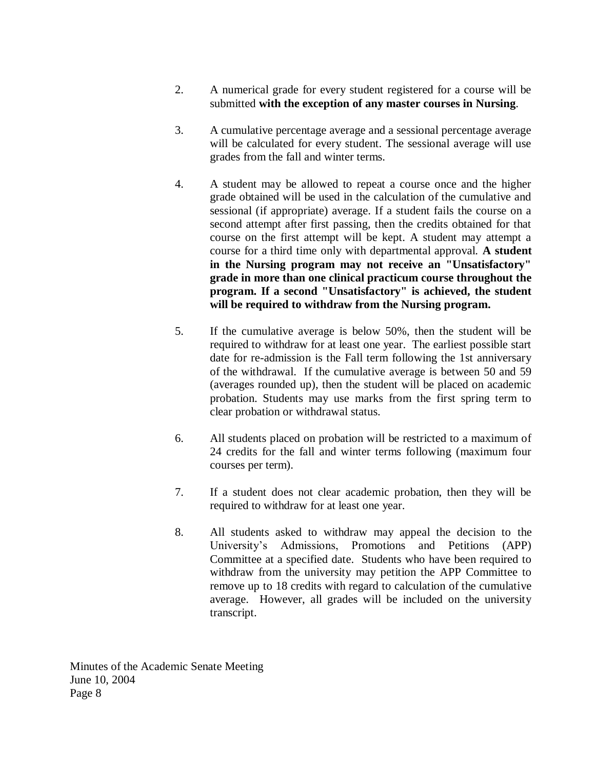2. A numerical grade for every student registered for a course will be submitted **with the exception of any master courses in Nursing**.

3. A cumulative percentage average and a sessional percentage average will be calculated for every student. The sessional average will use grades from the fall and winter terms.

4. A student may be allowed to repeat a course once and the higher grade obtained will be used in the calculation of the cumulative and sessional (if appropriate) average. If a student fails the course on a second attempt after first passing, then the credits obtained for that course on the first attempt will be kept. A student may attempt a course for a third time only with departmental approval. **A student in the Nursing program may not receive an "Unsatisfactory" grade in more than one clinical practicum course throughout the program. If a second "Unsatisfactory" is achieved, the student will be required to withdraw from the Nursing program.**

5. If the cumulative average is below 50%, then the student will be required to withdraw for at least one year. The earliest possible start date for re-admission is the Fall term following the 1st anniversary of the withdrawal. If the cumulative average is between 50 and 59 (averages rounded up), then the student will be placed on academic probation. Students may use marks from the first spring term to clear probation or withdrawal status.

6. All students placed on probation will be restricted to a maximum of 24 credits for the fall and winter terms following (maximum four courses per term).

7. If a student does not clear academic probation, then they will be required to withdraw for at least one year.

8. All students asked to withdraw may appeal the decision to the University's Admissions, Promotions and Petitions (APP) Committee at a specified date. Students who have been required to withdraw from the university may petition the APP Committee to remove up to 18 credits with regard to calculation of the cumulative average. However, all grades will be included on the university transcript.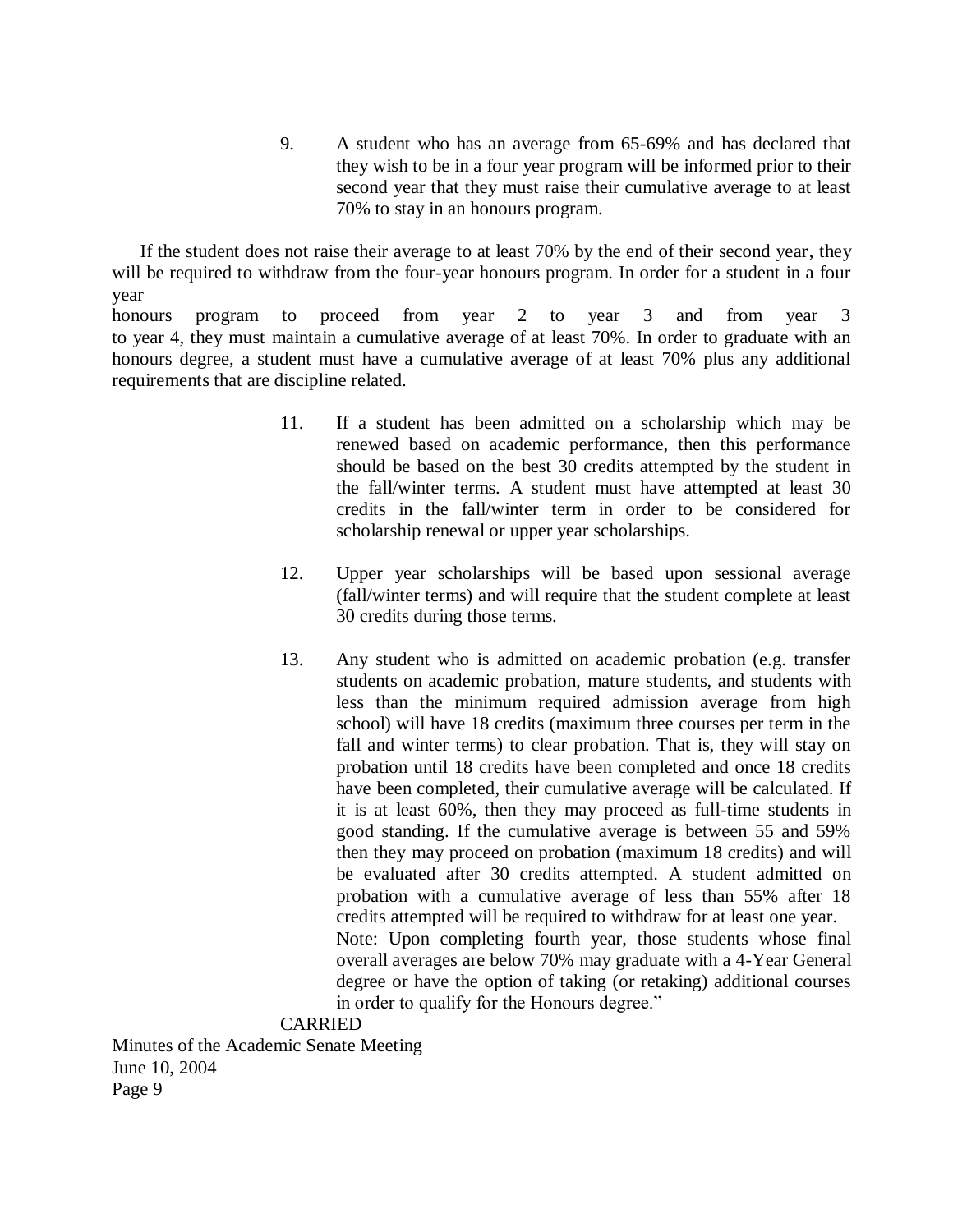9. A student who has an average from 65-69% and has declared that they wish to be in a four year program will be informed prior to their second year that they must raise their cumulative average to at least 70% to stay in an honours program.

If the student does not raise their average to at least 70% by the end of their second year, they will be required to withdraw from the four-year honours program. In order for a student in a four year honours program to proceed from year 2 to year 3 and from year 3 to year 4, they must maintain a cumulative average of at least 70%. In order to graduate with an honours degree, a student must have a cumulative average of at least 70% plus any additional requirements that are discipline related.

11. If a student has been admitted on a scholarship which may be renewed based on academic performance, then this performance should be based on the best 30 credits attempted by the student in the fall/winter terms. A student must have attempted at least 30 credits in the fall/winter term in order to be considered for scholarship renewal or upper year scholarships.

12. Upper year scholarships will be based upon sessional average (fall/winter terms) and will require that the student complete at least 30 credits during those terms.

13. Any student who is admitted on academic probation (e.g. transfer students on academic probation, mature students, and students with less than the minimum required admission average from high school) will have 18 credits (maximum three courses per term in the fall and winter terms) to clear probation. That is, they will stay on probation until 18 credits have been completed and once 18 credits have been completed, their cumulative average will be calculated. If it is at least 60%, then they may proceed as full-time students in good standing. If the cumulative average is between 55 and 59% then they may proceed on probation (maximum 18 credits) and will be evaluated after 30 credits attempted. A student admitted on probation with a cumulative average of less than 55% after 18 credits attempted will be required to withdraw for at least one year.

    Note: Upon completing fourth year, those students whose final overall averages are below 70% may graduate with a 4-Year General degree or have the option of taking (or retaking) additional courses in order to qualify for the Honours degree."

CARRIED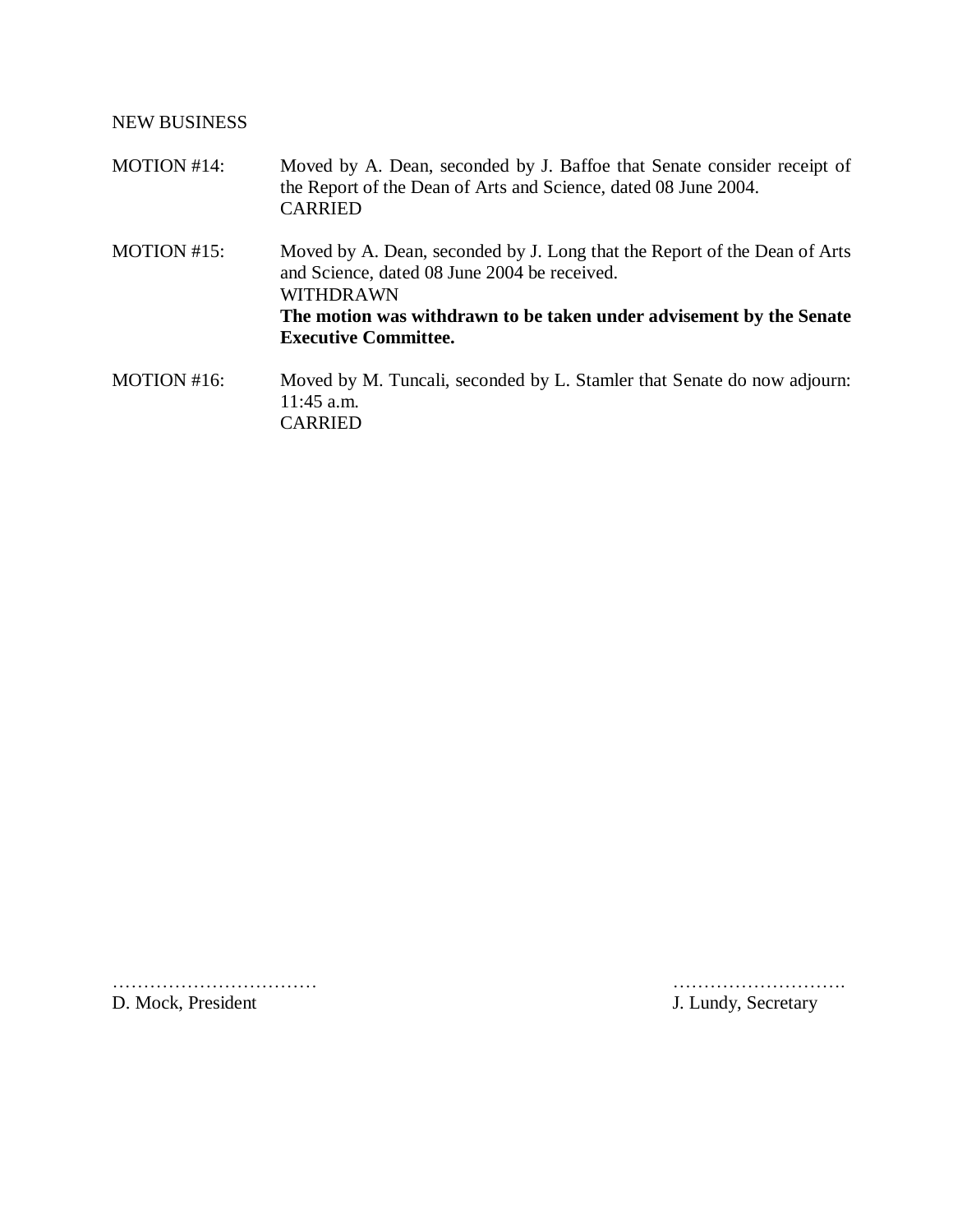NEW BUSINESS

MOTION #14: Moved by A. Dean, seconded by J. Baffoe that Senate consider receipt of the Report of the Dean of Arts and Science, dated 08 June 2004.
CARRIED

MOTION #15: Moved by A. Dean, seconded by J. Long that the Report of the Dean of Arts and Science, dated 08 June 2004 be received.
WITHDRAWN
**The motion was withdrawn to be taken under advisement by the Senate Executive Committee.**

MOTION #16: Moved by M. Tuncali, seconded by L. Stamler that Senate do now adjourn: 11:45 a.m.
CARRIED

……………………………
D. Mock, President

……………………….
J. Lundy, Secretary